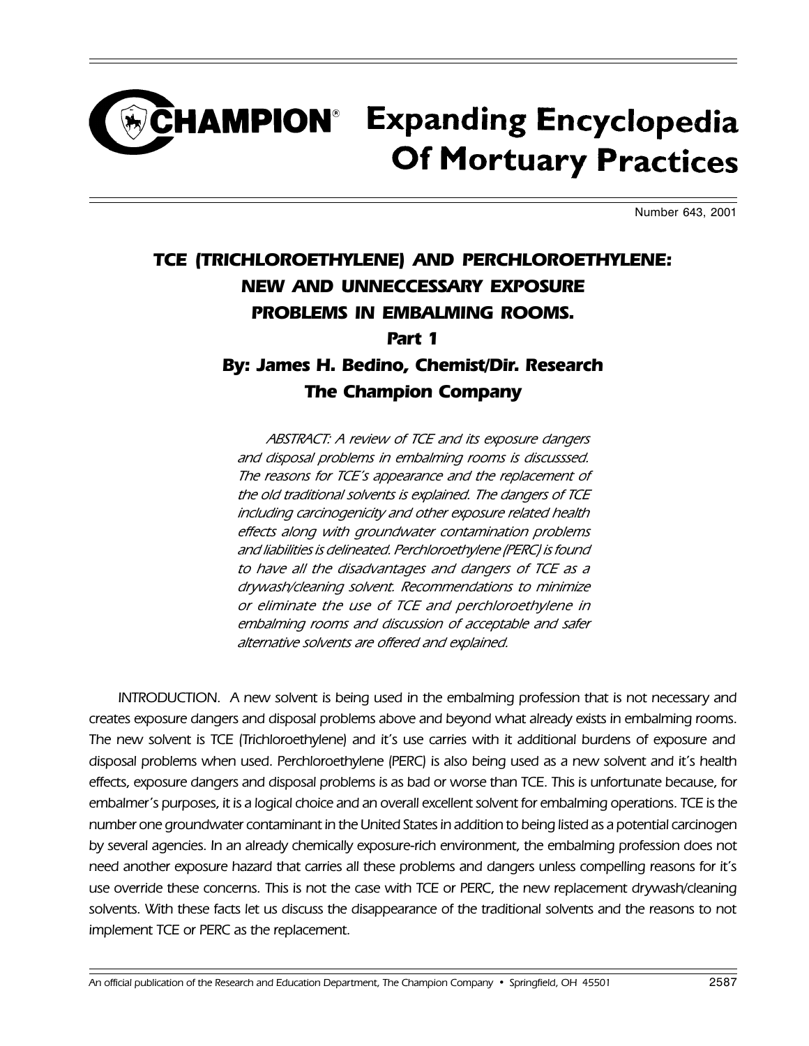# CHAMPION® Expanding Encyclopedia Of Mortuary Practices

Number 643, 2001

## TCE (TRICHLOROETHYLENE) AND PERCHLOROETHYLENE: NEW AND UNNECCESSARY EXPOSURE PROBLEMS IN EMBALMING ROOMS.

### Part 1

### By: James H. Bedino, Chemist/Dir. Research The Champion Company

*ABSTRACT: A review of TCE and its exposure dangers and disposal problems in embalming rooms is discusssed. The reasons for TCE's appearance and the replacement of the old traditional solvents is explained. The dangers of TCE including carcinogenicity and other exposure related health effects along with groundwater contamination problems and liabilities is delineated. Perchloroethylene (PERC) is found to have all the disadvantages and dangers of TCE as a drywash/cleaning solvent. Recommendations to minimize or eliminate the use of TCE and perchloroethylene in embalming rooms and discussion of acceptable and safer alternative solvents are offered and explained.*

INTRODUCTION. A new solvent is being used in the embalming profession that is not necessary and creates exposure dangers and disposal problems above and beyond what already exists in embalming rooms. The new solvent is TCE (Trichloroethylene) and it's use carries with it additional burdens of exposure and disposal problems when used. Perchloroethylene (PERC) is also being used as a new solvent and it's health effects, exposure dangers and disposal problems is as bad or worse than TCE. This is unfortunate because, for embalmer's purposes, it is a logical choice and an overall excellent solvent for embalming operations. TCE is the number one groundwater contaminant in the United States in addition to being listed as a potential carcinogen by several agencies. In an already chemically exposure-rich environment, the embalming profession does not need another exposure hazard that carries all these problems and dangers unless compelling reasons for it's use override these concerns. This is not the case with TCE or PERC, the new replacement drywash/cleaning solvents. With these facts let us discuss the disappearance of the traditional solvents and the reasons to not implement TCE or PERC as the replacement.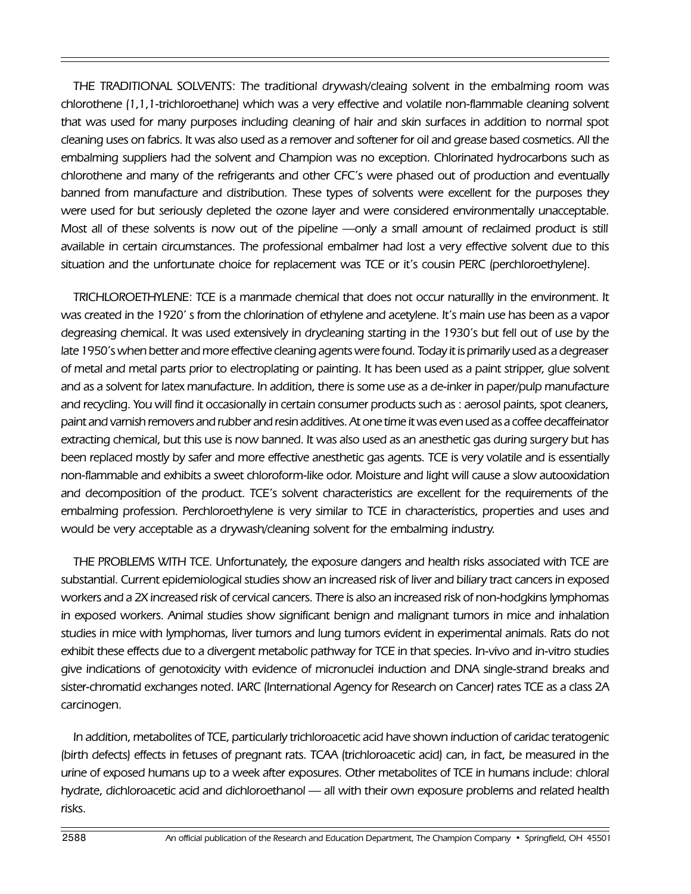*THE TRADITIONAL SOLVENTS:* The traditional drywash/cleaing solvent in the embalming room was chlorothene (1,1,1-trichloroethane) which was a very effective and volatile non-flammable cleaning solvent that was used for many purposes including cleaning of hair and skin surfaces in addition to normal spot cleaning uses on fabrics. It was also used as a remover and softener for oil and grease based cosmetics. All the embalming suppliers had the solvent and Champion was no exception. Chlorinated hydrocarbons such as chlorothene and many of the refrigerants and other CFC's were phased out of production and eventually banned from manufacture and distribution. These types of solvents were excellent for the purposes they were used for but seriously depleted the ozone layer and were considered environmentally unacceptable. Most all of these solvents is now out of the pipeline —only a small amount of reclaimed product is still available in certain circumstances. The professional embalmer had lost a very effective solvent due to this situation and the unfortunate choice for replacement was TCE or it's cousin PERC (perchloroethylene).

*TRICHLOROETHYLENE:* TCE is a manmade chemical that does not occur naturallly in the environment. It was created in the 1920' s from the chlorination of ethylene and acetylene. It's main use has been as a vapor degreasing chemical. It was used extensively in drycleaning starting in the 1930's but fell out of use by the late 1950's when better and more effective cleaning agents were found. Today it is primarily used as a degreaser of metal and metal parts prior to electroplating or painting. It has been used as a paint stripper, glue solvent and as a solvent for latex manufacture. In addition, there is some use as a de-inker in paper/pulp manufacture and recycling. You will find it occasionally in certain consumer products such as : aerosol paints, spot cleaners, paint and varnish removers and rubber and resin additives. At one time it was even used as a coffee decaffeinator extracting chemical, but this use is now banned. It was also used as an anesthetic gas during surgery but has been replaced mostly by safer and more effective anesthetic gas agents. TCE is very volatile and is essentially non-flammable and exhibits a sweet chloroform-like odor. Moisture and light will cause a slow autooxidation and decomposition of the product. TCE's solvent characteristics are excellent for the requirements of the embalming profession. Perchloroethylene is very similar to TCE in characteristics, properties and uses and would be very acceptable as a drywash/cleaning solvent for the embalming industry.

*THE PROBLEMS WITH TCE.* Unfortunately, the exposure dangers and health risks associated with TCE are substantial. Current epidemiological studies show an increased risk of liver and biliary tract cancers in exposed workers and a 2X increased risk of cervical cancers. There is also an increased risk of non-hodgkins lymphomas in exposed workers. Animal studies show significant benign and malignant tumors in mice and inhalation studies in mice with lymphomas, liver tumors and lung tumors evident in experimental animals. Rats do not exhibit these effects due to a divergent metabolic pathway for TCE in that species. In-vivo and in-vitro studies give indications of genotoxicity with evidence of micronuclei induction and DNA single-strand breaks and sister-chromatid exchanges noted. IARC (International Agency for Research on Cancer) rates TCE as a class 2A carcinogen.

In addition, metabolites of TCE, particularly trichloroacetic acid have shown induction of caridac teratogenic (birth defects) effects in fetuses of pregnant rats. TCAA (trichloroacetic acid) can, in fact, be measured in the urine of exposed humans up to a week after exposures. Other metabolites of TCE in humans include: chloral hydrate, dichloroacetic acid and dichloroethanol — all with their own exposure problems and related health risks.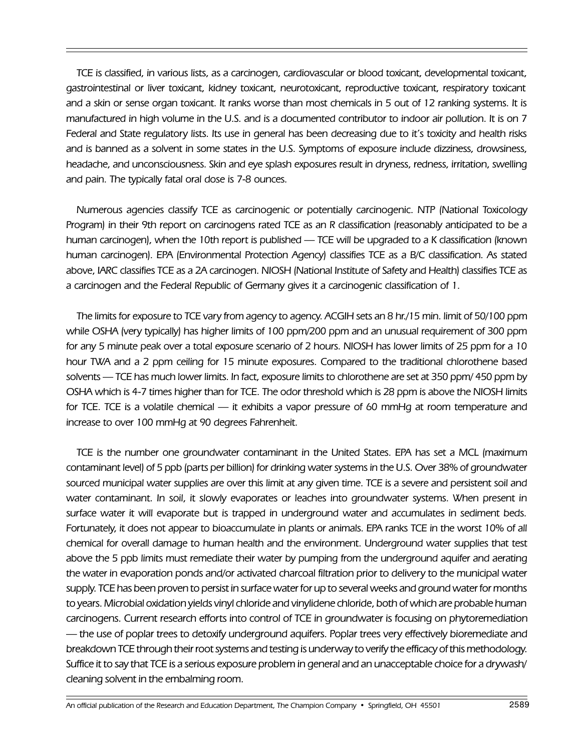*TCE is classified, in various lists, as a carcinogen, cardiovascular or blood toxicant, developmental toxicant, gastrointestinal or liver toxicant, kidney toxicant, neurotoxicant, reproductive toxicant, respiratory toxicant and a skin or sense organ toxicant. It ranks worse than most chemicals in 5 out of 12 ranking systems. It is manufactured in high volume in the U.S. and is a documented contributor to indoor air pollution. It is on 7 Federal and State regulatory lists. Its use in general has been decreasing due to it's toxicity and health risks and is banned as a solvent in some states in the U.S. Symptoms of exposure include dizziness, drowsiness, headache, and unconsciousness. Skin and eye splash exposures result in dryness, redness, irritation, swelling and pain. The typically fatal oral dose is 7-8 ounces.*

*Numerous agencies classify TCE as carcinogenic or potentially carcinogenic. NTP (National Toxicology Program) in their 9th report on carcinogens rated TCE as an R classification (reasonably anticipated to be a human carcinogen), when the 10th report is published — TCE will be upgraded to a K classification (known human carcinogen). EPA (Environmental Protection Agency) classifies TCE as a B/C classification. As stated above, IARC classifies TCE as a 2A carcinogen. NIOSH (National Institute of Safety and Health) classifies TCE as a carcinogen and the Federal Republic of Germany gives it a carcinogenic classification of 1.*

*The limits for exposure to TCE vary from agency to agency. ACGIH sets an 8 hr./15 min. limit of 50/100 ppm while OSHA (very typically) has higher limits of 100 ppm/200 ppm and an unusual requirement of 300 ppm for any 5 minute peak over a total exposure scenario of 2 hours. NIOSH has lower limits of 25 ppm for a 10 hour TWA and a 2 ppm ceiling for 15 minute exposures. Compared to the traditional chlorothene based solvents — TCE has much lower limits. In fact, exposure limits to chlorothene are set at 350 ppm/ 450 ppm by OSHA which is 4-7 times higher than for TCE. The odor threshold which is 28 ppm is above the NIOSH limits for TCE. TCE is a volatile chemical — it exhibits a vapor pressure of 60 mmHg at room temperature and increase to over 100 mmHg at 90 degrees Fahrenheit.*

*TCE is the number one groundwater contaminant in the United States. EPA has set a MCL (maximum contaminant level) of 5 ppb (parts per billion) for drinking water systems in the U.S. Over 38% of groundwater sourced municipal water supplies are over this limit at any given time. TCE is a severe and persistent soil and water contaminant. In soil, it slowly evaporates or leaches into groundwater systems. When present in surface water it will evaporate but is trapped in underground water and accumulates in sediment beds. Fortunately, it does not appear to bioaccumulate in plants or animals. EPA ranks TCE in the worst 10% of all chemical for overall damage to human health and the environment. Underground water supplies that test above the 5 ppb limits must remediate their water by pumping from the underground aquifer and aerating the water in evaporation ponds and/or activated charcoal filtration prior to delivery to the municipal water supply. TCE has been proven to persist in surface water for up to several weeks and ground water for months to years. Microbial oxidation yields vinyl chloride and vinylidene chloride, both of which are probable human carcinogens. Current research efforts into control of TCE in groundwater is focusing on phytoremediation — the use of poplar trees to detoxify underground aquifers. Poplar trees very effectively bioremediate and breakdown TCE through their root systems and testing is underway to verify the efficacy of this methodology. Suffice it to say that TCE is a serious exposure problem in general and an unacceptable choice for a drywash/ cleaning solvent in the embalming room.*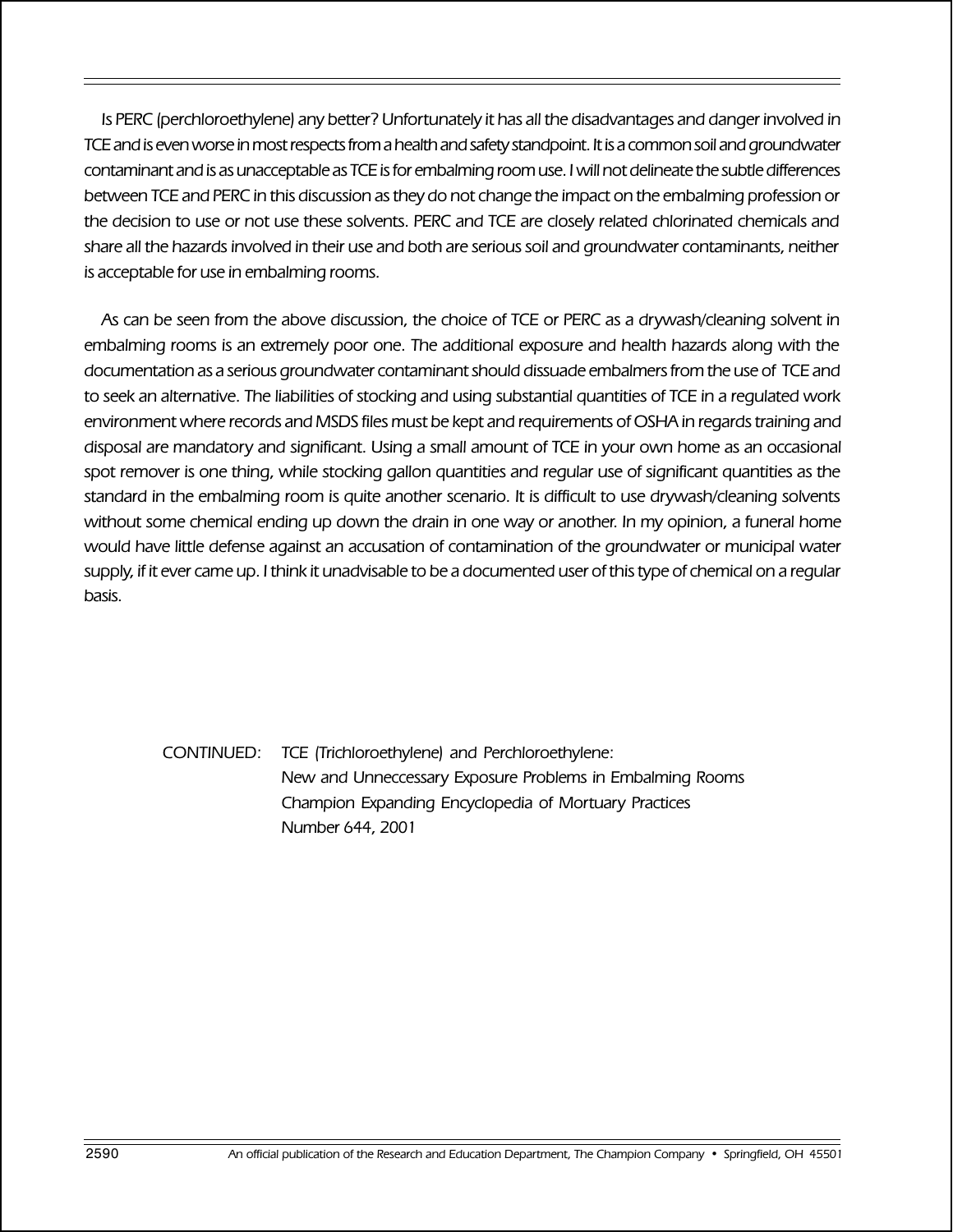Is PERC (perchloroethylene) any better? Unfortunately it has all the disadvantages and danger involved in TCE and is even worse in most respects from a health and safety standpoint. It is a common soil and groundwater contaminant and is as unacceptable as TCE is for embalming room use. I will not delineate the subtle differences between TCE and PERC in this discussion as they do not change the impact on the embalming profession or the decision to use or not use these solvents. PERC and TCE are closely related chlorinated chemicals and share all the hazards involved in their use and both are serious soil and groundwater contaminants, neither is acceptable for use in embalming rooms.

As can be seen from the above discussion, the choice of TCE or PERC as a drywash/cleaning solvent in embalming rooms is an extremely poor one. The additional exposure and health hazards along with the documentation as a serious groundwater contaminant should dissuade embalmers from the use of TCE and to seek an alternative. The liabilities of stocking and using substantial quantities of TCE in a regulated work environment where records and MSDS files must be kept and requirements of OSHA in regards training and disposal are mandatory and significant. Using a small amount of TCE in your own home as an occasional spot remover is one thing, while stocking gallon quantities and regular use of significant quantities as the standard in the embalming room is quite another scenario. It is difficult to use drywash/cleaning solvents without some chemical ending up down the drain in one way or another. In my opinion, a funeral home would have little defense against an accusation of contamination of the groundwater or municipal water supply, if it ever came up. I think it unadvisable to be a documented user of this type of chemical on a regular basis.

CONTINUED: TCE (Trichloroethylene) and Perchloroethylene:
New and Unneccessary Exposure Problems in Embalming Rooms
Champion Expanding Encyclopedia of Mortuary Practices
Number 644, 2001